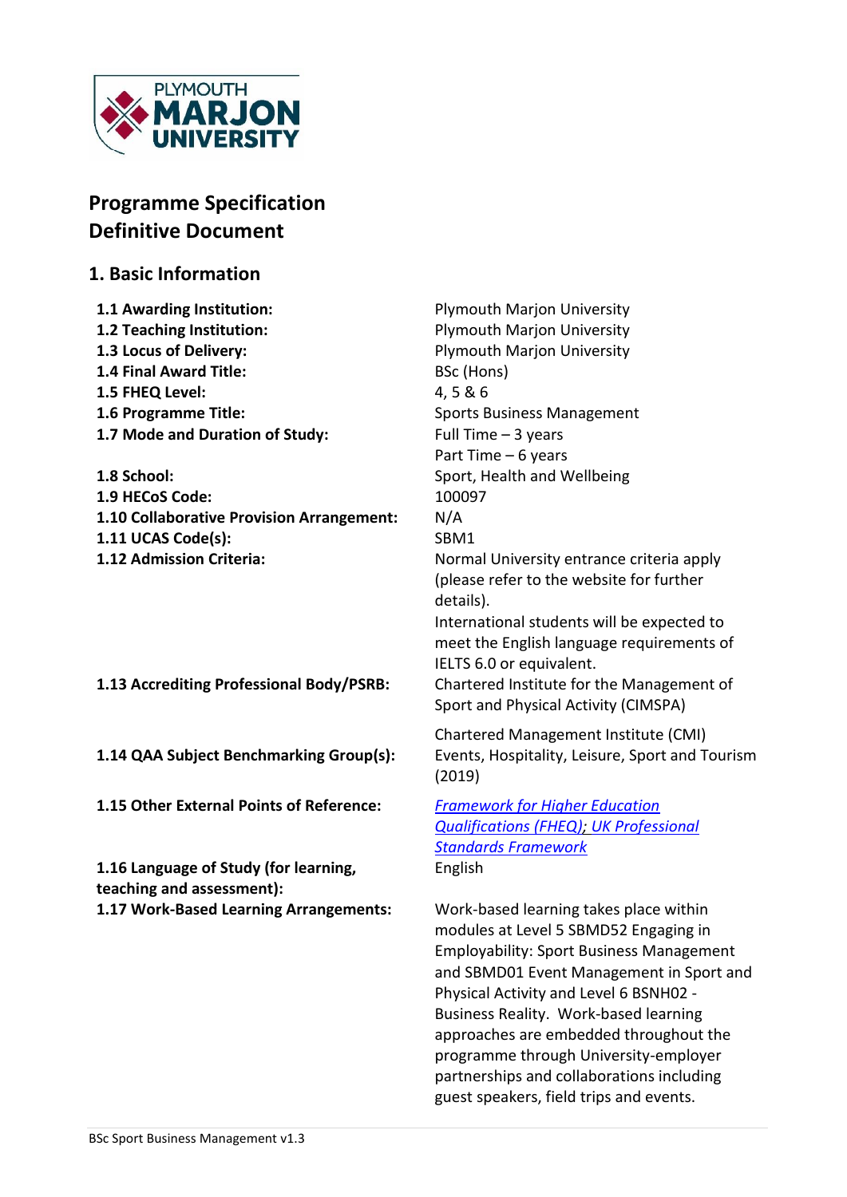# Programme Specification
# Definitive Document

## 1. Basic Information

| | |
|---|---|
| **1.1 Awarding Institution:** | Plymouth Marjon University |
| **1.2 Teaching Institution:** | Plymouth Marjon University |
| **1.3 Locus of Delivery:** | Plymouth Marjon University |
| **1.4 Final Award Title:** | BSc (Hons) |
| **1.5 FHEQ Level:** | 4, 5 & 6 |
| **1.6 Programme Title:** | Sports Business Management |
| **1.7 Mode and Duration of Study:** | Full Time – 3 years<br>Part Time – 6 years |
| **1.8 School:** | Sport, Health and Wellbeing |
| **1.9 HECoS Code:** | 100097 |
| **1.10 Collaborative Provision Arrangement:** | N/A |
| **1.11 UCAS Code(s):** | SBM1 |
| **1.12 Admission Criteria:** | Normal University entrance criteria apply (please refer to the website for further details).<br>International students will be expected to meet the English language requirements of IELTS 6.0 or equivalent. |
| **1.13 Accrediting Professional Body/PSRB:** | Chartered Institute for the Management of Sport and Physical Activity (CIMSPA)<br><br>Chartered Management Institute (CMI) |
| **1.14 QAA Subject Benchmarking Group(s):** | Events, Hospitality, Leisure, Sport and Tourism (2019) |
| **1.15 Other External Points of Reference:** | *Framework for Higher Education Qualifications (FHEQ); UK Professional Standards Framework* |
| **1.16 Language of Study (for learning, teaching and assessment):** | English |
| **1.17 Work-Based Learning Arrangements:** | Work-based learning takes place within modules at Level 5 SBMD52 Engaging in Employability: Sport Business Management and SBMD01 Event Management in Sport and Physical Activity and Level 6 BSNH02 - Business Reality. Work-based learning approaches are embedded throughout the programme through University-employer partnerships and collaborations including guest speakers, field trips and events. |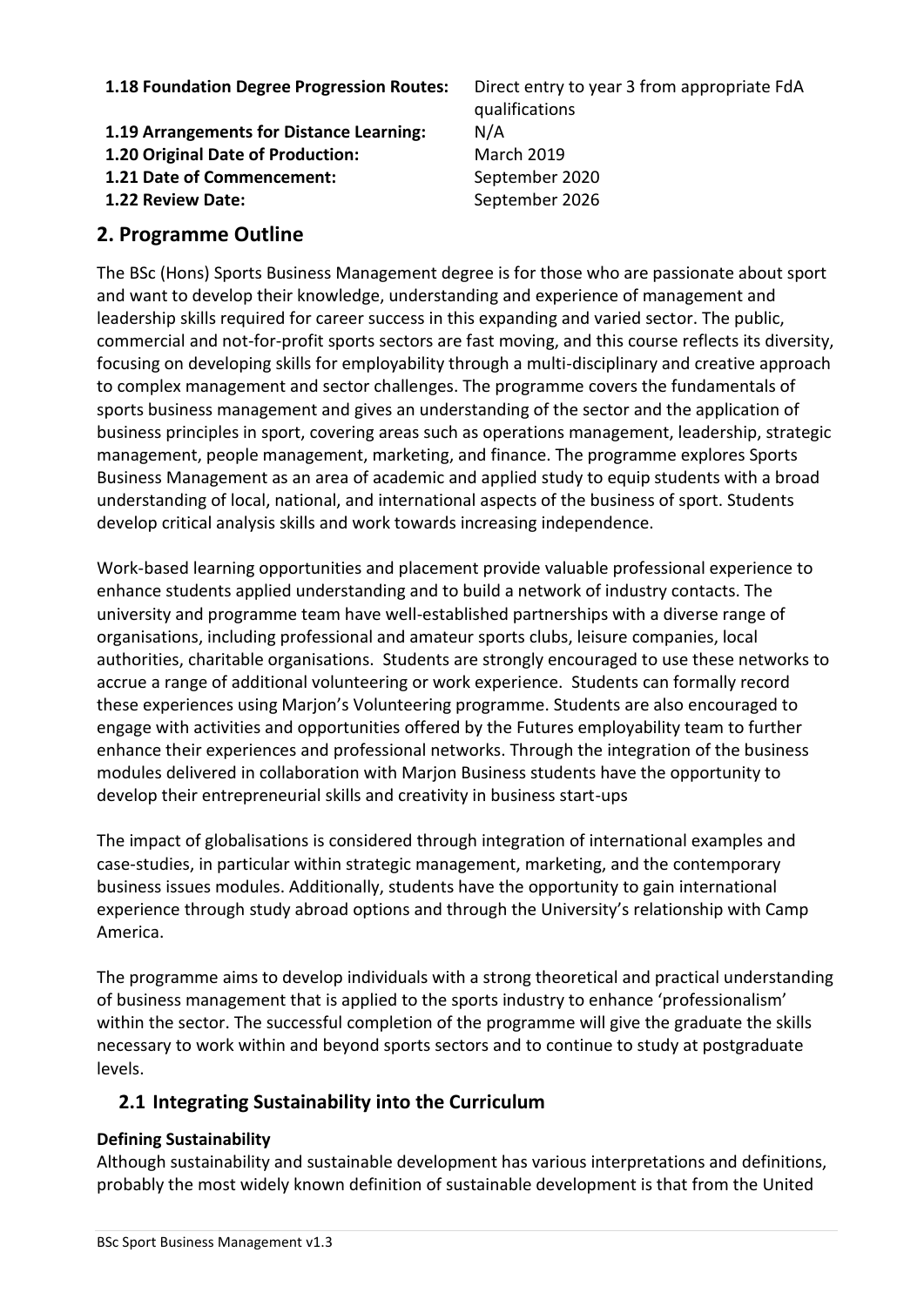| | |
|---|---|
| **1.18 Foundation Degree Progression Routes:** | Direct entry to year 3 from appropriate FdA qualifications |
| **1.19 Arrangements for Distance Learning:** | N/A |
| **1.20 Original Date of Production:** | March 2019 |
| **1.21 Date of Commencement:** | September 2020 |
| **1.22 Review Date:** | September 2026 |

## 2. Programme Outline

The BSc (Hons) Sports Business Management degree is for those who are passionate about sport and want to develop their knowledge, understanding and experience of management and leadership skills required for career success in this expanding and varied sector. The public, commercial and not-for-profit sports sectors are fast moving, and this course reflects its diversity, focusing on developing skills for employability through a multi-disciplinary and creative approach to complex management and sector challenges. The programme covers the fundamentals of sports business management and gives an understanding of the sector and the application of business principles in sport, covering areas such as operations management, leadership, strategic management, people management, marketing, and finance. The programme explores Sports Business Management as an area of academic and applied study to equip students with a broad understanding of local, national, and international aspects of the business of sport. Students develop critical analysis skills and work towards increasing independence.

Work-based learning opportunities and placement provide valuable professional experience to enhance students applied understanding and to build a network of industry contacts. The university and programme team have well-established partnerships with a diverse range of organisations, including professional and amateur sports clubs, leisure companies, local authorities, charitable organisations. Students are strongly encouraged to use these networks to accrue a range of additional volunteering or work experience. Students can formally record these experiences using Marjon's Volunteering programme. Students are also encouraged to engage with activities and opportunities offered by the Futures employability team to further enhance their experiences and professional networks. Through the integration of the business modules delivered in collaboration with Marjon Business students have the opportunity to develop their entrepreneurial skills and creativity in business start-ups

The impact of globalisations is considered through integration of international examples and case-studies, in particular within strategic management, marketing, and the contemporary business issues modules. Additionally, students have the opportunity to gain international experience through study abroad options and through the University's relationship with Camp America.

The programme aims to develop individuals with a strong theoretical and practical understanding of business management that is applied to the sports industry to enhance 'professionalism' within the sector. The successful completion of the programme will give the graduate the skills necessary to work within and beyond sports sectors and to continue to study at postgraduate levels.

### 2.1 Integrating Sustainability into the Curriculum

**Defining Sustainability**

Although sustainability and sustainable development has various interpretations and definitions, probably the most widely known definition of sustainable development is that from the United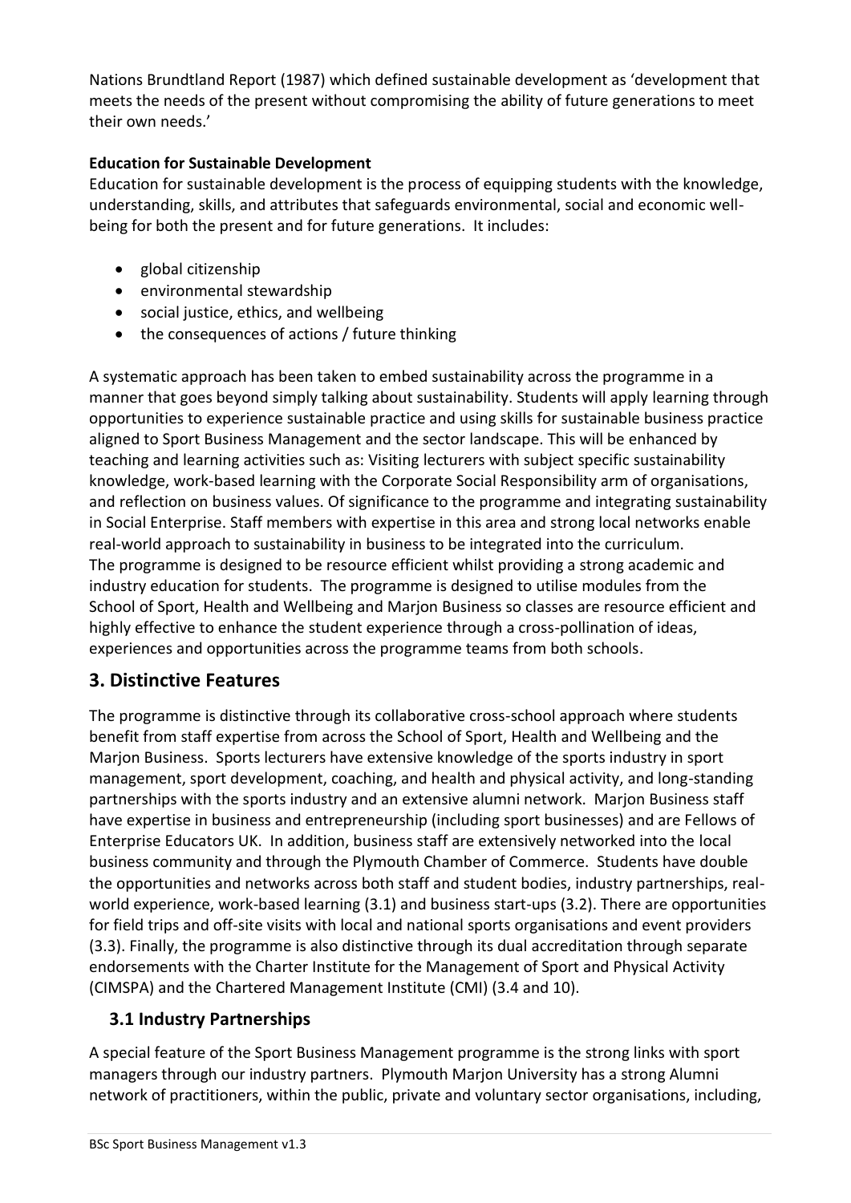Nations Brundtland Report (1987) which defined sustainable development as 'development that meets the needs of the present without compromising the ability of future generations to meet their own needs.'

**Education for Sustainable Development**

Education for sustainable development is the process of equipping students with the knowledge, understanding, skills, and attributes that safeguards environmental, social and economic well-being for both the present and for future generations. It includes:

- global citizenship
- environmental stewardship
- social justice, ethics, and wellbeing
- the consequences of actions / future thinking

A systematic approach has been taken to embed sustainability across the programme in a manner that goes beyond simply talking about sustainability. Students will apply learning through opportunities to experience sustainable practice and using skills for sustainable business practice aligned to Sport Business Management and the sector landscape. This will be enhanced by teaching and learning activities such as: Visiting lecturers with subject specific sustainability knowledge, work-based learning with the Corporate Social Responsibility arm of organisations, and reflection on business values. Of significance to the programme and integrating sustainability in Social Enterprise. Staff members with expertise in this area and strong local networks enable real-world approach to sustainability in business to be integrated into the curriculum.
The programme is designed to be resource efficient whilst providing a strong academic and industry education for students. The programme is designed to utilise modules from the School of Sport, Health and Wellbeing and Marjon Business so classes are resource efficient and highly effective to enhance the student experience through a cross-pollination of ideas, experiences and opportunities across the programme teams from both schools.

## 3. Distinctive Features

The programme is distinctive through its collaborative cross-school approach where students benefit from staff expertise from across the School of Sport, Health and Wellbeing and the Marjon Business. Sports lecturers have extensive knowledge of the sports industry in sport management, sport development, coaching, and health and physical activity, and long-standing partnerships with the sports industry and an extensive alumni network. Marjon Business staff have expertise in business and entrepreneurship (including sport businesses) and are Fellows of Enterprise Educators UK. In addition, business staff are extensively networked into the local business community and through the Plymouth Chamber of Commerce. Students have double the opportunities and networks across both staff and student bodies, industry partnerships, real-world experience, work-based learning (3.1) and business start-ups (3.2). There are opportunities for field trips and off-site visits with local and national sports organisations and event providers (3.3). Finally, the programme is also distinctive through its dual accreditation through separate endorsements with the Charter Institute for the Management of Sport and Physical Activity (CIMSPA) and the Chartered Management Institute (CMI) (3.4 and 10).

### 3.1 Industry Partnerships

A special feature of the Sport Business Management programme is the strong links with sport managers through our industry partners. Plymouth Marjon University has a strong Alumni network of practitioners, within the public, private and voluntary sector organisations, including,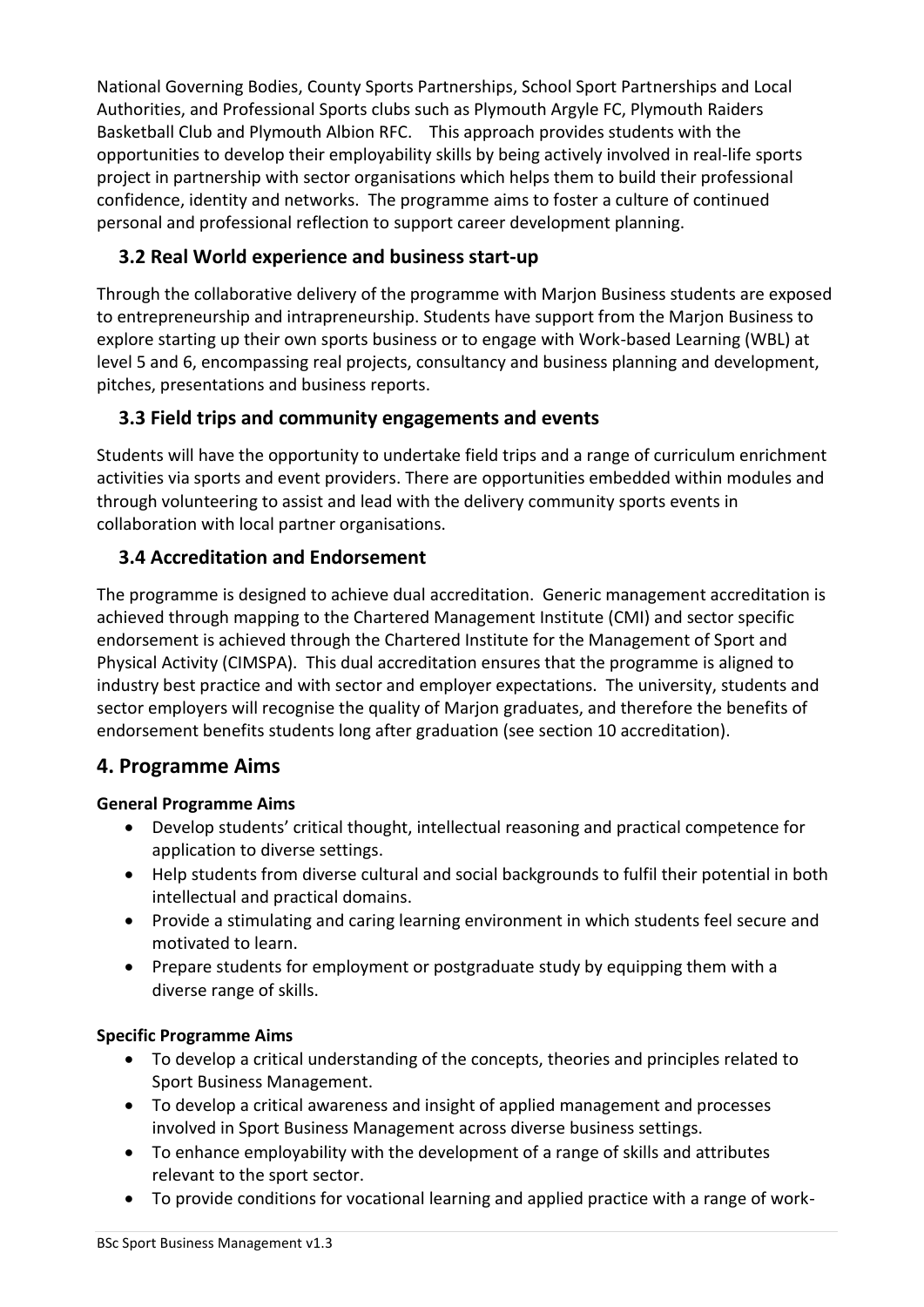National Governing Bodies, County Sports Partnerships, School Sport Partnerships and Local Authorities, and Professional Sports clubs such as Plymouth Argyle FC, Plymouth Raiders Basketball Club and Plymouth Albion RFC. This approach provides students with the opportunities to develop their employability skills by being actively involved in real-life sports project in partnership with sector organisations which helps them to build their professional confidence, identity and networks. The programme aims to foster a culture of continued personal and professional reflection to support career development planning.

### 3.2 Real World experience and business start-up

Through the collaborative delivery of the programme with Marjon Business students are exposed to entrepreneurship and intrapreneurship. Students have support from the Marjon Business to explore starting up their own sports business or to engage with Work-based Learning (WBL) at level 5 and 6, encompassing real projects, consultancy and business planning and development, pitches, presentations and business reports.

### 3.3 Field trips and community engagements and events

Students will have the opportunity to undertake field trips and a range of curriculum enrichment activities via sports and event providers. There are opportunities embedded within modules and through volunteering to assist and lead with the delivery community sports events in collaboration with local partner organisations.

### 3.4 Accreditation and Endorsement

The programme is designed to achieve dual accreditation. Generic management accreditation is achieved through mapping to the Chartered Management Institute (CMI) and sector specific endorsement is achieved through the Chartered Institute for the Management of Sport and Physical Activity (CIMSPA). This dual accreditation ensures that the programme is aligned to industry best practice and with sector and employer expectations. The university, students and sector employers will recognise the quality of Marjon graduates, and therefore the benefits of endorsement benefits students long after graduation (see section 10 accreditation).

## 4. Programme Aims

**General Programme Aims**

- Develop students' critical thought, intellectual reasoning and practical competence for application to diverse settings.
- Help students from diverse cultural and social backgrounds to fulfil their potential in both intellectual and practical domains.
- Provide a stimulating and caring learning environment in which students feel secure and motivated to learn.
- Prepare students for employment or postgraduate study by equipping them with a diverse range of skills.

**Specific Programme Aims**

- To develop a critical understanding of the concepts, theories and principles related to Sport Business Management.
- To develop a critical awareness and insight of applied management and processes involved in Sport Business Management across diverse business settings.
- To enhance employability with the development of a range of skills and attributes relevant to the sport sector.
- To provide conditions for vocational learning and applied practice with a range of work-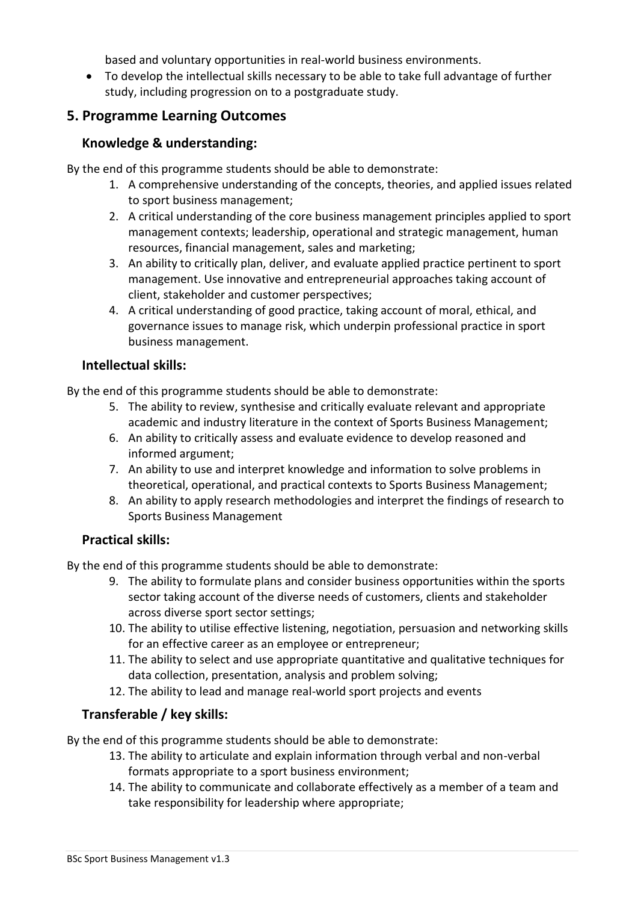based and voluntary opportunities in real-world business environments.

- To develop the intellectual skills necessary to be able to take full advantage of further study, including progression on to a postgraduate study.

## 5. Programme Learning Outcomes

### Knowledge & understanding:

By the end of this programme students should be able to demonstrate:

1. A comprehensive understanding of the concepts, theories, and applied issues related to sport business management;
2. A critical understanding of the core business management principles applied to sport management contexts; leadership, operational and strategic management, human resources, financial management, sales and marketing;
3. An ability to critically plan, deliver, and evaluate applied practice pertinent to sport management. Use innovative and entrepreneurial approaches taking account of client, stakeholder and customer perspectives;
4. A critical understanding of good practice, taking account of moral, ethical, and governance issues to manage risk, which underpin professional practice in sport business management.

### Intellectual skills:

By the end of this programme students should be able to demonstrate:

5. The ability to review, synthesise and critically evaluate relevant and appropriate academic and industry literature in the context of Sports Business Management;
6. An ability to critically assess and evaluate evidence to develop reasoned and informed argument;
7. An ability to use and interpret knowledge and information to solve problems in theoretical, operational, and practical contexts to Sports Business Management;
8. An ability to apply research methodologies and interpret the findings of research to Sports Business Management

### Practical skills:

By the end of this programme students should be able to demonstrate:

9. The ability to formulate plans and consider business opportunities within the sports sector taking account of the diverse needs of customers, clients and stakeholder across diverse sport sector settings;
10. The ability to utilise effective listening, negotiation, persuasion and networking skills for an effective career as an employee or entrepreneur;
11. The ability to select and use appropriate quantitative and qualitative techniques for data collection, presentation, analysis and problem solving;
12. The ability to lead and manage real-world sport projects and events

### Transferable / key skills:

By the end of this programme students should be able to demonstrate:

13. The ability to articulate and explain information through verbal and non-verbal formats appropriate to a sport business environment;
14. The ability to communicate and collaborate effectively as a member of a team and take responsibility for leadership where appropriate;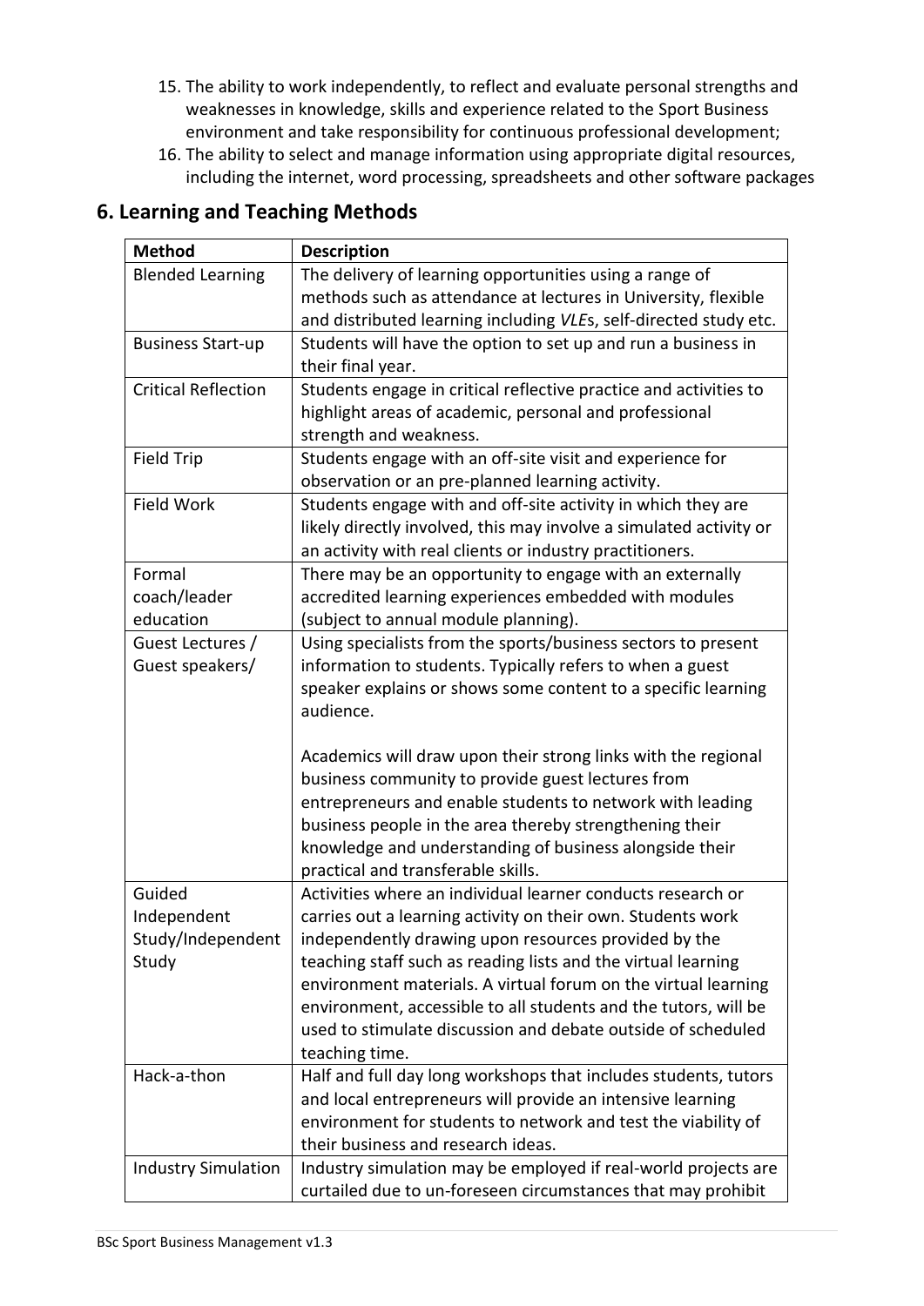15. The ability to work independently, to reflect and evaluate personal strengths and weaknesses in knowledge, skills and experience related to the Sport Business environment and take responsibility for continuous professional development;
16. The ability to select and manage information using appropriate digital resources, including the internet, word processing, spreadsheets and other software packages

## 6. Learning and Teaching Methods

| Method | Description |
| --- | --- |
| Blended Learning | The delivery of learning opportunities using a range of methods such as attendance at lectures in University, flexible and distributed learning including *VLE*s, self-directed study etc. |
| Business Start-up | Students will have the option to set up and run a business in their final year. |
| Critical Reflection | Students engage in critical reflective practice and activities to highlight areas of academic, personal and professional strength and weakness. |
| Field Trip | Students engage with an off-site visit and experience for observation or an pre-planned learning activity. |
| Field Work | Students engage with and off-site activity in which they are likely directly involved, this may involve a simulated activity or an activity with real clients or industry practitioners. |
| Formal coach/leader education | There may be an opportunity to engage with an externally accredited learning experiences embedded with modules (subject to annual module planning). |
| Guest Lectures / Guest speakers/ | Using specialists from the sports/business sectors to present information to students. Typically refers to when a guest speaker explains or shows some content to a specific learning audience.<br><br>Academics will draw upon their strong links with the regional business community to provide guest lectures from entrepreneurs and enable students to network with leading business people in the area thereby strengthening their knowledge and understanding of business alongside their practical and transferable skills. |
| Guided Independent Study/Independent Study | Activities where an individual learner conducts research or carries out a learning activity on their own. Students work independently drawing upon resources provided by the teaching staff such as reading lists and the virtual learning environment materials. A virtual forum on the virtual learning environment, accessible to all students and the tutors, will be used to stimulate discussion and debate outside of scheduled teaching time. |
| Hack-a-thon | Half and full day long workshops that includes students, tutors and local entrepreneurs will provide an intensive learning environment for students to network and test the viability of their business and research ideas. |
| Industry Simulation | Industry simulation may be employed if real-world projects are curtailed due to un-foreseen circumstances that may prohibit |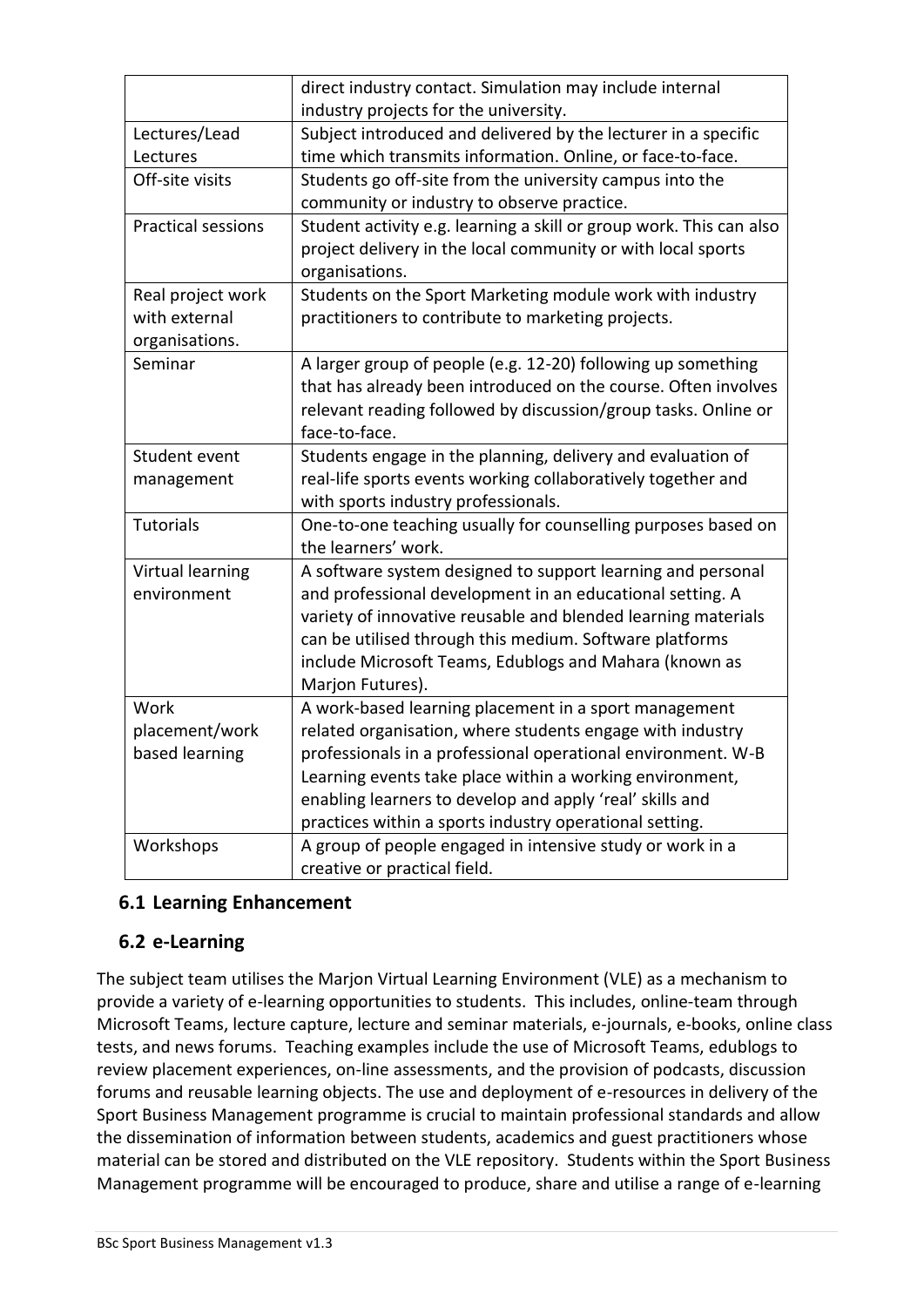| | |
|---|---|
| | direct industry contact. Simulation may include internal industry projects for the university. |
| Lectures/Lead Lectures | Subject introduced and delivered by the lecturer in a specific time which transmits information. Online, or face-to-face. |
| Off-site visits | Students go off-site from the university campus into the community or industry to observe practice. |
| Practical sessions | Student activity e.g. learning a skill or group work. This can also project delivery in the local community or with local sports organisations. |
| Real project work with external organisations. | Students on the Sport Marketing module work with industry practitioners to contribute to marketing projects. |
| Seminar | A larger group of people (e.g. 12-20) following up something that has already been introduced on the course. Often involves relevant reading followed by discussion/group tasks. Online or face-to-face. |
| Student event management | Students engage in the planning, delivery and evaluation of real-life sports events working collaboratively together and with sports industry professionals. |
| Tutorials | One-to-one teaching usually for counselling purposes based on the learners' work. |
| Virtual learning environment | A software system designed to support learning and personal and professional development in an educational setting. A variety of innovative reusable and blended learning materials can be utilised through this medium. Software platforms include Microsoft Teams, Edublogs and Mahara (known as Marjon Futures). |
| Work placement/work based learning | A work-based learning placement in a sport management related organisation, where students engage with industry professionals in a professional operational environment. W-B Learning events take place within a working environment, enabling learners to develop and apply 'real' skills and practices within a sports industry operational setting. |
| Workshops | A group of people engaged in intensive study or work in a creative or practical field. |

## 6.1 Learning Enhancement

## 6.2 e-Learning

The subject team utilises the Marjon Virtual Learning Environment (VLE) as a mechanism to provide a variety of e-learning opportunities to students. This includes, online-team through Microsoft Teams, lecture capture, lecture and seminar materials, e-journals, e-books, online class tests, and news forums. Teaching examples include the use of Microsoft Teams, edublogs to review placement experiences, on-line assessments, and the provision of podcasts, discussion forums and reusable learning objects. The use and deployment of e-resources in delivery of the Sport Business Management programme is crucial to maintain professional standards and allow the dissemination of information between students, academics and guest practitioners whose material can be stored and distributed on the VLE repository. Students within the Sport Business Management programme will be encouraged to produce, share and utilise a range of e-learning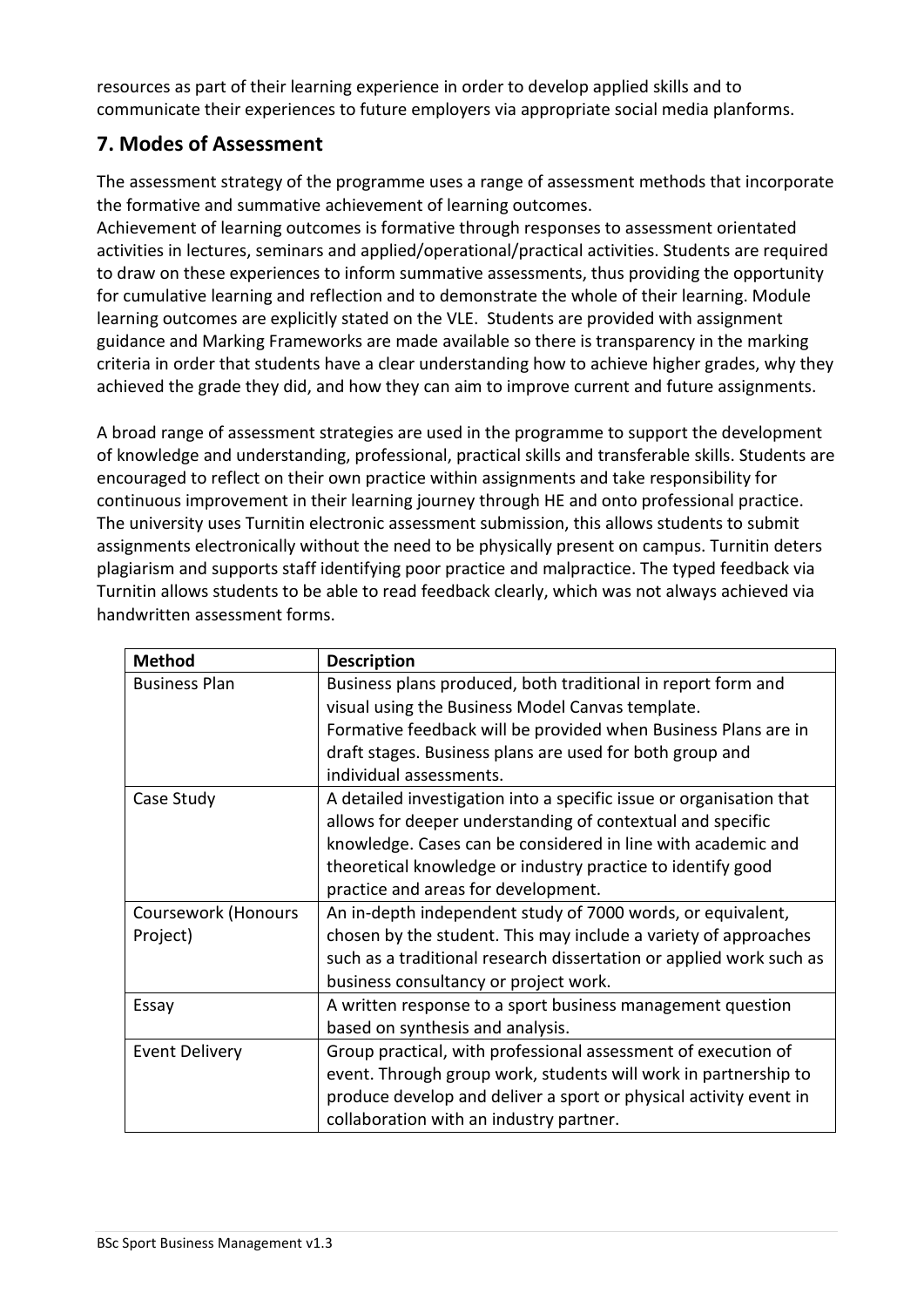resources as part of their learning experience in order to develop applied skills and to communicate their experiences to future employers via appropriate social media planforms.

## 7. Modes of Assessment

The assessment strategy of the programme uses a range of assessment methods that incorporate the formative and summative achievement of learning outcomes.
Achievement of learning outcomes is formative through responses to assessment orientated activities in lectures, seminars and applied/operational/practical activities. Students are required to draw on these experiences to inform summative assessments, thus providing the opportunity for cumulative learning and reflection and to demonstrate the whole of their learning. Module learning outcomes are explicitly stated on the VLE. Students are provided with assignment guidance and Marking Frameworks are made available so there is transparency in the marking criteria in order that students have a clear understanding how to achieve higher grades, why they achieved the grade they did, and how they can aim to improve current and future assignments.

A broad range of assessment strategies are used in the programme to support the development of knowledge and understanding, professional, practical skills and transferable skills. Students are encouraged to reflect on their own practice within assignments and take responsibility for continuous improvement in their learning journey through HE and onto professional practice. The university uses Turnitin electronic assessment submission, this allows students to submit assignments electronically without the need to be physically present on campus. Turnitin deters plagiarism and supports staff identifying poor practice and malpractice. The typed feedback via Turnitin allows students to be able to read feedback clearly, which was not always achieved via handwritten assessment forms.

| Method | Description |
|---|---|
| Business Plan | Business plans produced, both traditional in report form and visual using the Business Model Canvas template. Formative feedback will be provided when Business Plans are in draft stages. Business plans are used for both group and individual assessments. |
| Case Study | A detailed investigation into a specific issue or organisation that allows for deeper understanding of contextual and specific knowledge. Cases can be considered in line with academic and theoretical knowledge or industry practice to identify good practice and areas for development. |
| Coursework (Honours Project) | An in-depth independent study of 7000 words, or equivalent, chosen by the student. This may include a variety of approaches such as a traditional research dissertation or applied work such as business consultancy or project work. |
| Essay | A written response to a sport business management question based on synthesis and analysis. |
| Event Delivery | Group practical, with professional assessment of execution of event. Through group work, students will work in partnership to produce develop and deliver a sport or physical activity event in collaboration with an industry partner. |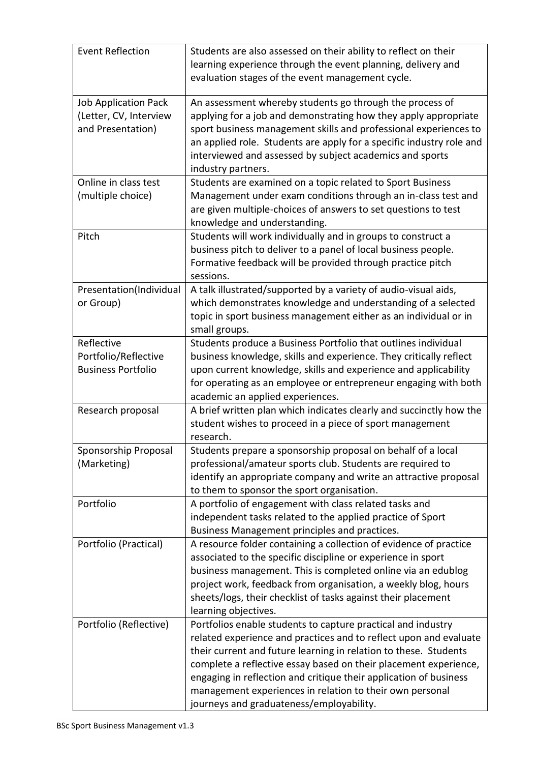| | |
|---|---|
| Event Reflection | Students are also assessed on their ability to reflect on their learning experience through the event planning, delivery and evaluation stages of the event management cycle. |
| Job Application Pack (Letter, CV, Interview and Presentation) | An assessment whereby students go through the process of applying for a job and demonstrating how they apply appropriate sport business management skills and professional experiences to an applied role. Students are apply for a specific industry role and interviewed and assessed by subject academics and sports industry partners. |
| Online in class test (multiple choice) | Students are examined on a topic related to Sport Business Management under exam conditions through an in-class test and are given multiple-choices of answers to set questions to test knowledge and understanding. |
| Pitch | Students will work individually and in groups to construct a business pitch to deliver to a panel of local business people. Formative feedback will be provided through practice pitch sessions. |
| Presentation(Individual or Group) | A talk illustrated/supported by a variety of audio-visual aids, which demonstrates knowledge and understanding of a selected topic in sport business management either as an individual or in small groups. |
| Reflective Portfolio/Reflective Business Portfolio | Students produce a Business Portfolio that outlines individual business knowledge, skills and experience. They critically reflect upon current knowledge, skills and experience and applicability for operating as an employee or entrepreneur engaging with both academic an applied experiences. |
| Research proposal | A brief written plan which indicates clearly and succinctly how the student wishes to proceed in a piece of sport management research. |
| Sponsorship Proposal (Marketing) | Students prepare a sponsorship proposal on behalf of a local professional/amateur sports club. Students are required to identify an appropriate company and write an attractive proposal to them to sponsor the sport organisation. |
| Portfolio | A portfolio of engagement with class related tasks and independent tasks related to the applied practice of Sport Business Management principles and practices. |
| Portfolio (Practical) | A resource folder containing a collection of evidence of practice associated to the specific discipline or experience in sport business management. This is completed online via an edublog project work, feedback from organisation, a weekly blog, hours sheets/logs, their checklist of tasks against their placement learning objectives. |
| Portfolio (Reflective) | Portfolios enable students to capture practical and industry related experience and practices and to reflect upon and evaluate their current and future learning in relation to these. Students complete a reflective essay based on their placement experience, engaging in reflection and critique their application of business management experiences in relation to their own personal journeys and graduateness/employability. |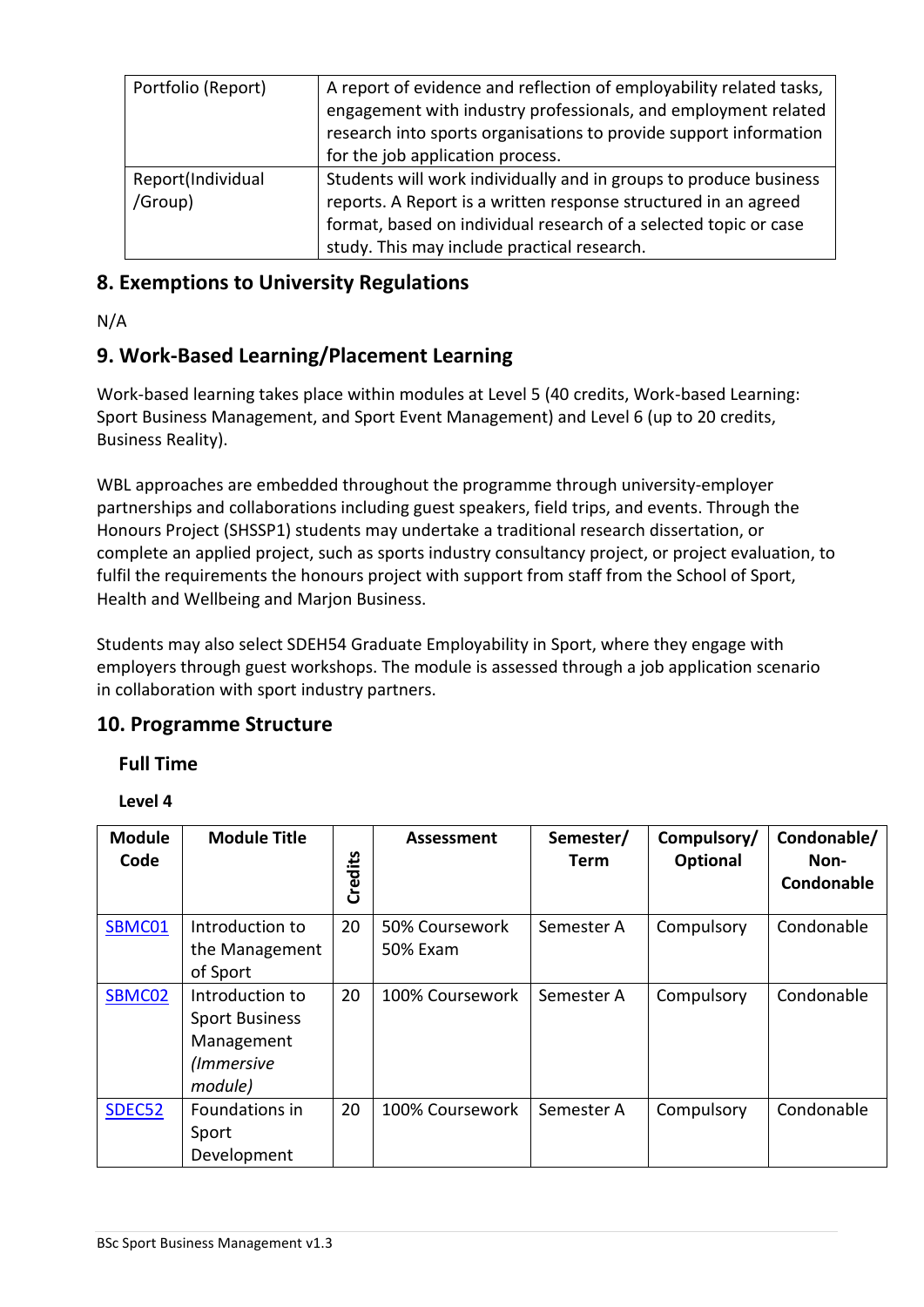| Portfolio (Report) | A report of evidence and reflection of employability related tasks, engagement with industry professionals, and employment related research into sports organisations to provide support information for the job application process. |
|---|---|
| Report(Individual /Group) | Students will work individually and in groups to produce business reports. A Report is a written response structured in an agreed format, based on individual research of a selected topic or case study. This may include practical research. |

## 8. Exemptions to University Regulations

N/A

## 9. Work-Based Learning/Placement Learning

Work-based learning takes place within modules at Level 5 (40 credits, Work-based Learning: Sport Business Management, and Sport Event Management) and Level 6 (up to 20 credits, Business Reality).

WBL approaches are embedded throughout the programme through university-employer partnerships and collaborations including guest speakers, field trips, and events. Through the Honours Project (SHSSP1) students may undertake a traditional research dissertation, or complete an applied project, such as sports industry consultancy project, or project evaluation, to fulfil the requirements the honours project with support from staff from the School of Sport, Health and Wellbeing and Marjon Business.

Students may also select SDEH54 Graduate Employability in Sport, where they engage with employers through guest workshops. The module is assessed through a job application scenario in collaboration with sport industry partners.

## 10. Programme Structure

### Full Time

**Level 4**

| Module Code | Module Title | Credits | Assessment | Semester/ Term | Compulsory/ Optional | Condonable/ Non-Condonable |
|---|---|---|---|---|---|---|
| SBMC01 | Introduction to the Management of Sport | 20 | 50% Coursework 50% Exam | Semester A | Compulsory | Condonable |
| SBMC02 | Introduction to Sport Business Management *(Immersive module)* | 20 | 100% Coursework | Semester A | Compulsory | Condonable |
| SDEC52 | Foundations in Sport Development | 20 | 100% Coursework | Semester A | Compulsory | Condonable |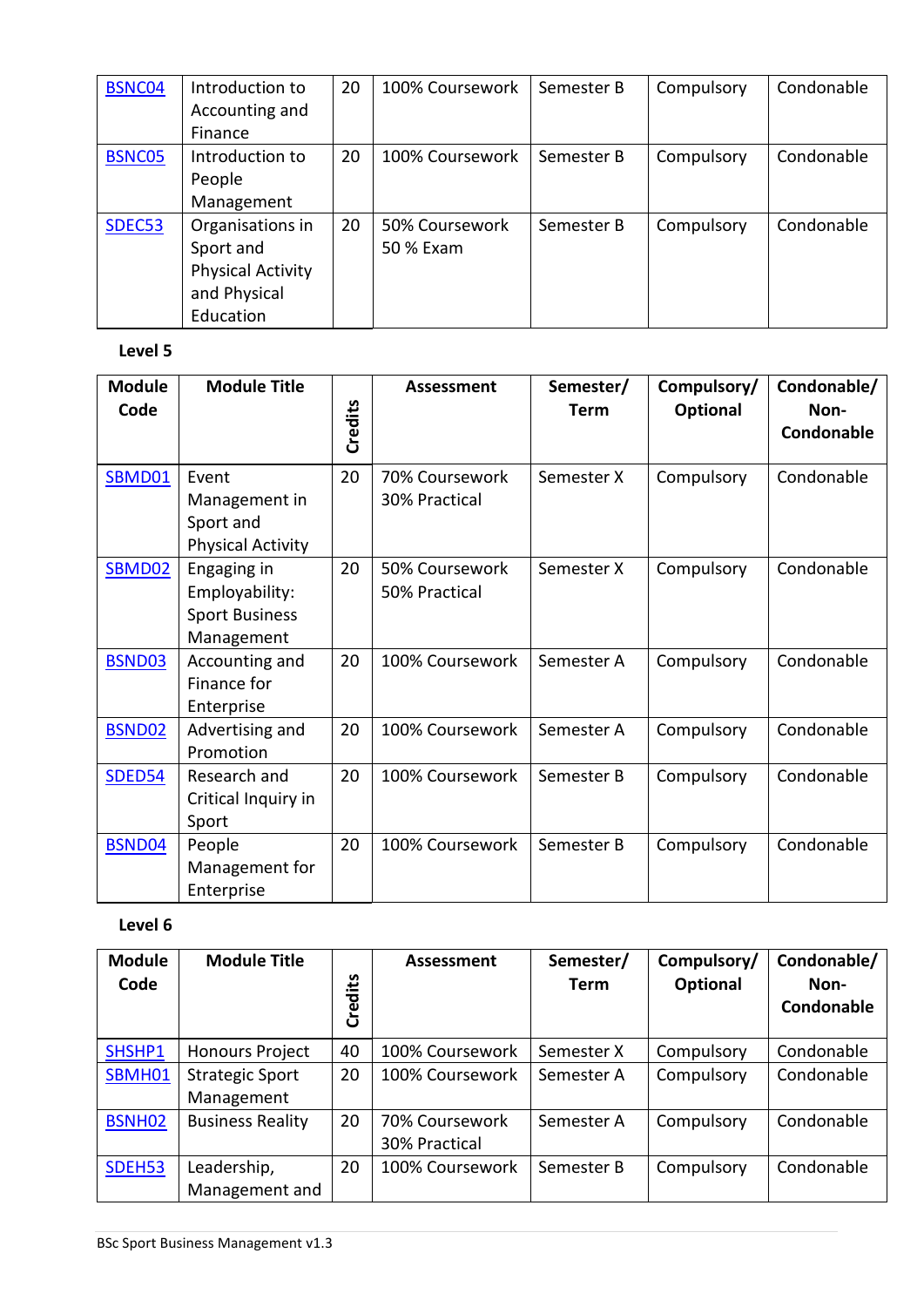| | | | | | | |
|---|---|---|---|---|---|---|
| BSNC04 | Introduction to Accounting and Finance | 20 | 100% Coursework | Semester B | Compulsory | Condonable |
| BSNC05 | Introduction to People Management | 20 | 100% Coursework | Semester B | Compulsory | Condonable |
| SDEC53 | Organisations in Sport and Physical Activity and Physical Education | 20 | 50% Coursework 50 % Exam | Semester B | Compulsory | Condonable |

**Level 5**

| Module Code | Module Title | Credits | Assessment | Semester/ Term | Compulsory/ Optional | Condonable/ Non-Condonable |
|---|---|---|---|---|---|---|
| SBMD01 | Event Management in Sport and Physical Activity | 20 | 70% Coursework 30% Practical | Semester X | Compulsory | Condonable |
| SBMD02 | Engaging in Employability: Sport Business Management | 20 | 50% Coursework 50% Practical | Semester X | Compulsory | Condonable |
| BSND03 | Accounting and Finance for Enterprise | 20 | 100% Coursework | Semester A | Compulsory | Condonable |
| BSND02 | Advertising and Promotion | 20 | 100% Coursework | Semester A | Compulsory | Condonable |
| SDED54 | Research and Critical Inquiry in Sport | 20 | 100% Coursework | Semester B | Compulsory | Condonable |
| BSND04 | People Management for Enterprise | 20 | 100% Coursework | Semester B | Compulsory | Condonable |

**Level 6**

| Module Code | Module Title | Credits | Assessment | Semester/ Term | Compulsory/ Optional | Condonable/ Non-Condonable |
|---|---|---|---|---|---|---|
| SHSHP1 | Honours Project | 40 | 100% Coursework | Semester X | Compulsory | Condonable |
| SBMH01 | Strategic Sport Management | 20 | 100% Coursework | Semester A | Compulsory | Condonable |
| BSNH02 | Business Reality | 20 | 70% Coursework 30% Practical | Semester A | Compulsory | Condonable |
| SDEH53 | Leadership, Management and | 20 | 100% Coursework | Semester B | Compulsory | Condonable |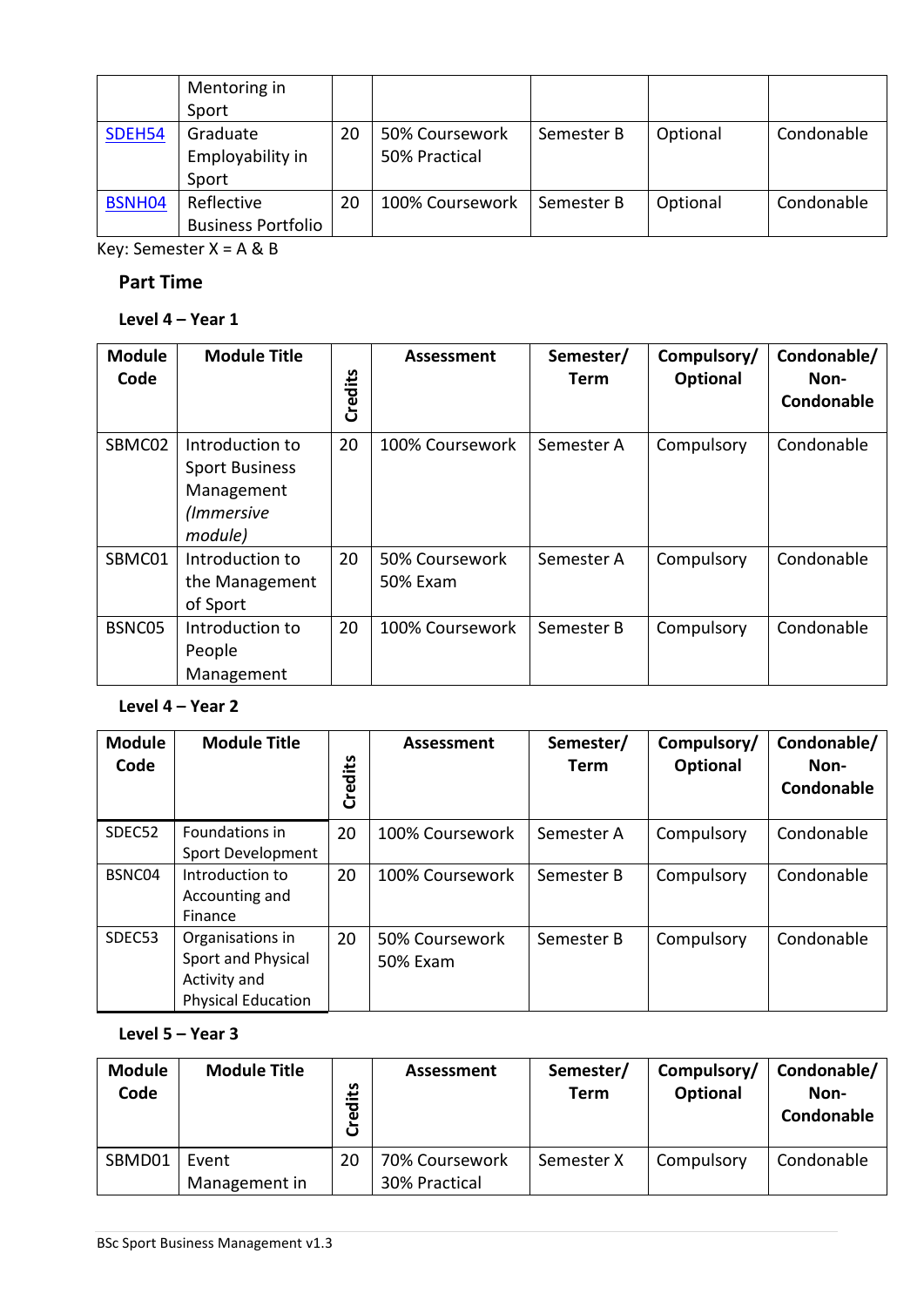| | Mentoring in Sport | | | | | |
|---|---|---|---|---|---|---|
| SDEH54 | Graduate Employability in Sport | 20 | 50% Coursework 50% Practical | Semester B | Optional | Condonable |
| BSNH04 | Reflective Business Portfolio | 20 | 100% Coursework | Semester B | Optional | Condonable |

Key: Semester X = A & B

## Part Time

### Level 4 – Year 1

| Module Code | Module Title | Credits | Assessment | Semester/ Term | Compulsory/ Optional | Condonable/ Non-Condonable |
|---|---|---|---|---|---|---|
| SBMC02 | Introduction to Sport Business Management *(Immersive module)* | 20 | 100% Coursework | Semester A | Compulsory | Condonable |
| SBMC01 | Introduction to the Management of Sport | 20 | 50% Coursework 50% Exam | Semester A | Compulsory | Condonable |
| BSNC05 | Introduction to People Management | 20 | 100% Coursework | Semester B | Compulsory | Condonable |

### Level 4 – Year 2

| Module Code | Module Title | Credits | Assessment | Semester/ Term | Compulsory/ Optional | Condonable/ Non-Condonable |
|---|---|---|---|---|---|---|
| SDEC52 | Foundations in Sport Development | 20 | 100% Coursework | Semester A | Compulsory | Condonable |
| BSNC04 | Introduction to Accounting and Finance | 20 | 100% Coursework | Semester B | Compulsory | Condonable |
| SDEC53 | Organisations in Sport and Physical Activity and Physical Education | 20 | 50% Coursework 50% Exam | Semester B | Compulsory | Condonable |

### Level 5 – Year 3

| Module Code | Module Title | Credits | Assessment | Semester/ Term | Compulsory/ Optional | Condonable/ Non-Condonable |
|---|---|---|---|---|---|---|
| SBMD01 | Event Management in | 20 | 70% Coursework 30% Practical | Semester X | Compulsory | Condonable |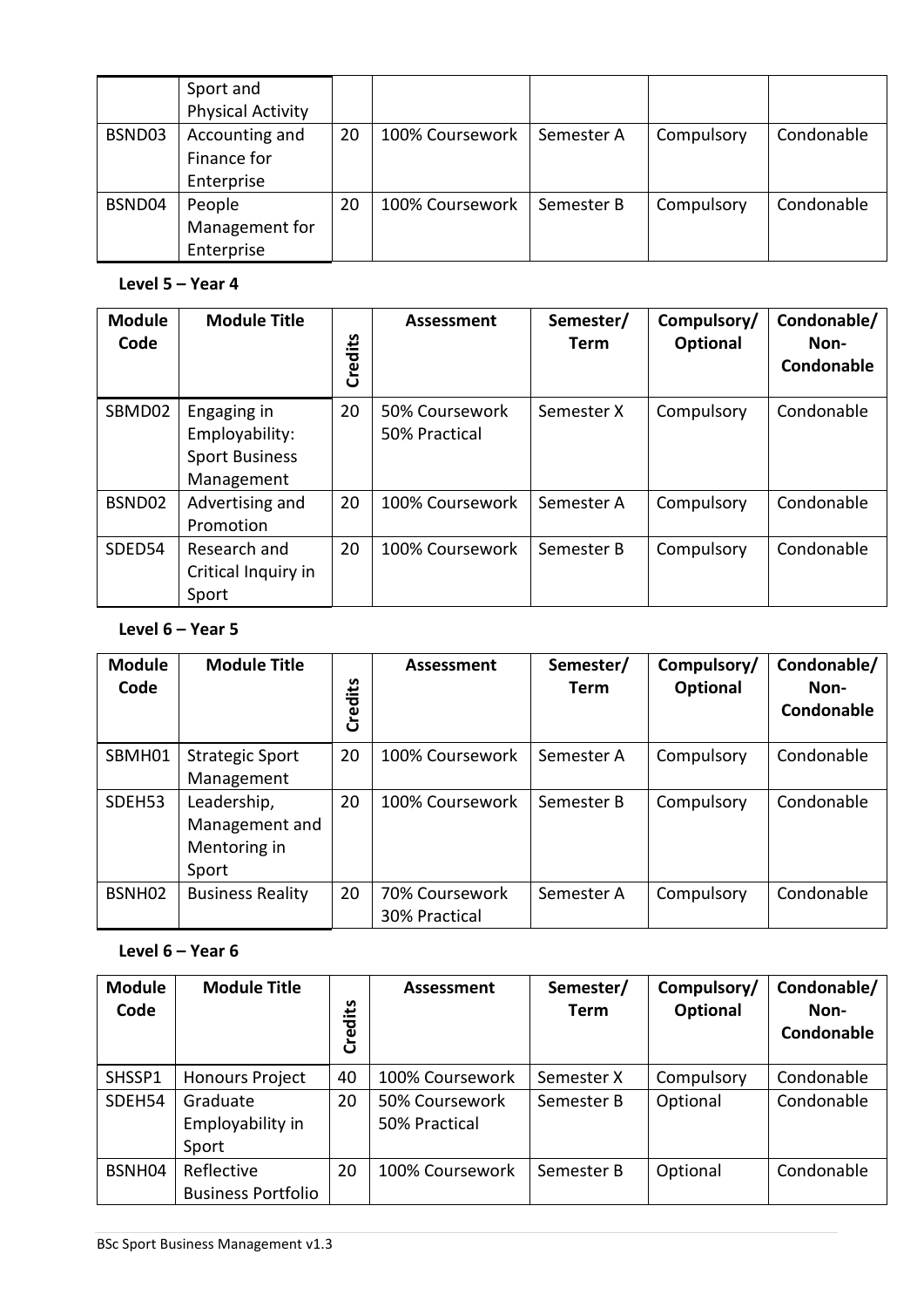| | Sport and Physical Activity | | | | | |
|---|---|---|---|---|---|---|
| BSND03 | Accounting and Finance for Enterprise | 20 | 100% Coursework | Semester A | Compulsory | Condonable |
| BSND04 | People Management for Enterprise | 20 | 100% Coursework | Semester B | Compulsory | Condonable |

**Level 5 – Year 4**

| Module Code | Module Title | Credits | Assessment | Semester/ Term | Compulsory/ Optional | Condonable/ Non-Condonable |
|---|---|---|---|---|---|---|
| SBMD02 | Engaging in Employability: Sport Business Management | 20 | 50% Coursework 50% Practical | Semester X | Compulsory | Condonable |
| BSND02 | Advertising and Promotion | 20 | 100% Coursework | Semester A | Compulsory | Condonable |
| SDED54 | Research and Critical Inquiry in Sport | 20 | 100% Coursework | Semester B | Compulsory | Condonable |

**Level 6 – Year 5**

| Module Code | Module Title | Credits | Assessment | Semester/ Term | Compulsory/ Optional | Condonable/ Non-Condonable |
|---|---|---|---|---|---|---|
| SBMH01 | Strategic Sport Management | 20 | 100% Coursework | Semester A | Compulsory | Condonable |
| SDEH53 | Leadership, Management and Mentoring in Sport | 20 | 100% Coursework | Semester B | Compulsory | Condonable |
| BSNH02 | Business Reality | 20 | 70% Coursework 30% Practical | Semester A | Compulsory | Condonable |

**Level 6 – Year 6**

| Module Code | Module Title | Credits | Assessment | Semester/ Term | Compulsory/ Optional | Condonable/ Non-Condonable |
|---|---|---|---|---|---|---|
| SHSSP1 | Honours Project | 40 | 100% Coursework | Semester X | Compulsory | Condonable |
| SDEH54 | Graduate Employability in Sport | 20 | 50% Coursework 50% Practical | Semester B | Optional | Condonable |
| BSNH04 | Reflective Business Portfolio | 20 | 100% Coursework | Semester B | Optional | Condonable |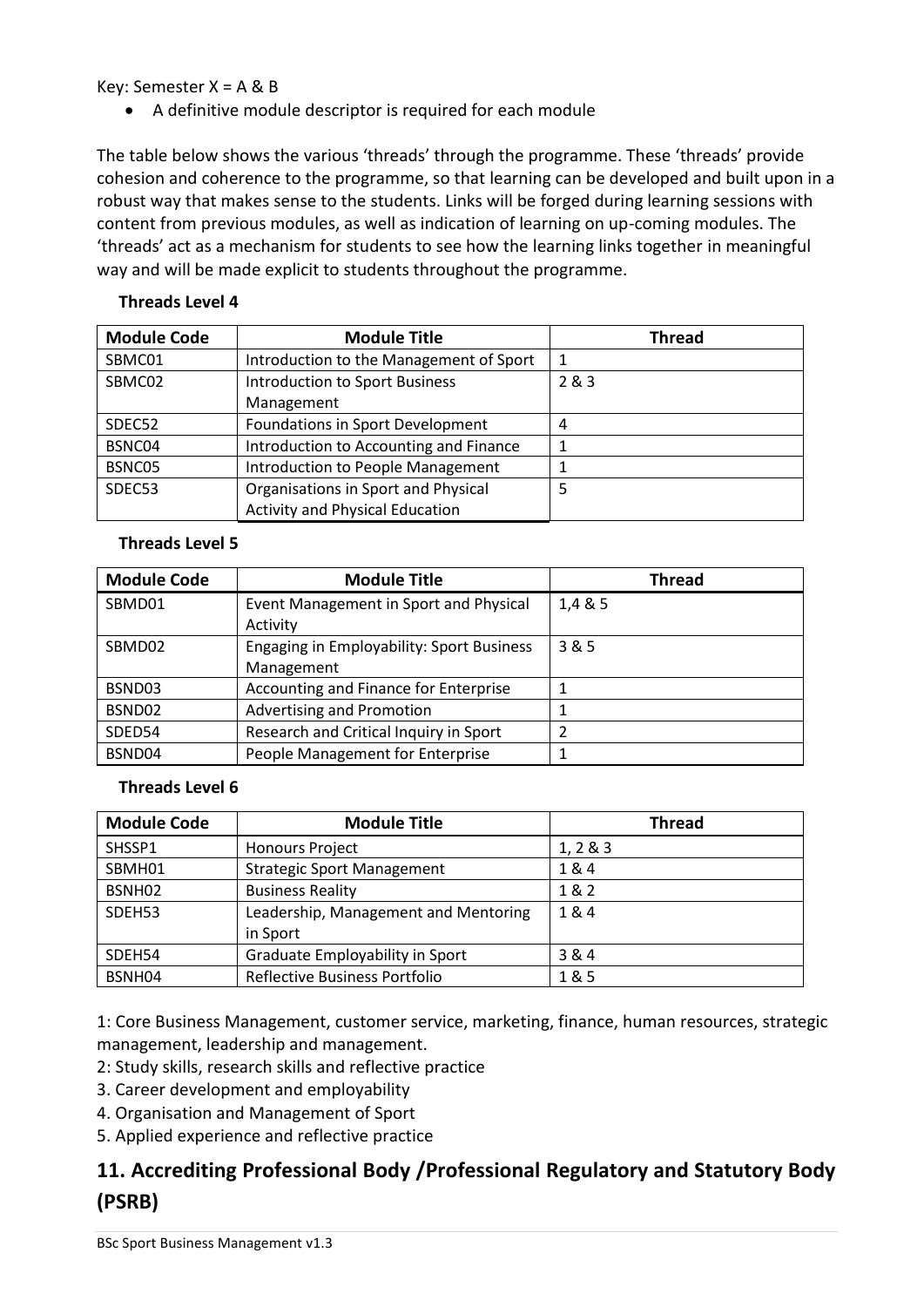Key: Semester X = A & B

- A definitive module descriptor is required for each module

The table below shows the various 'threads' through the programme. These 'threads' provide cohesion and coherence to the programme, so that learning can be developed and built upon in a robust way that makes sense to the students. Links will be forged during learning sessions with content from previous modules, as well as indication of learning on up-coming modules. The 'threads' act as a mechanism for students to see how the learning links together in meaningful way and will be made explicit to students throughout the programme.

**Threads Level 4**

| Module Code | Module Title | Thread |
|---|---|---|
| SBMC01 | Introduction to the Management of Sport | 1 |
| SBMC02 | Introduction to Sport Business Management | 2 & 3 |
| SDEC52 | Foundations in Sport Development | 4 |
| BSNC04 | Introduction to Accounting and Finance | 1 |
| BSNC05 | Introduction to People Management | 1 |
| SDEC53 | Organisations in Sport and Physical Activity and Physical Education | 5 |

**Threads Level 5**

| Module Code | Module Title | Thread |
|---|---|---|
| SBMD01 | Event Management in Sport and Physical Activity | 1,4 & 5 |
| SBMD02 | Engaging in Employability: Sport Business Management | 3 & 5 |
| BSND03 | Accounting and Finance for Enterprise | 1 |
| BSND02 | Advertising and Promotion | 1 |
| SDED54 | Research and Critical Inquiry in Sport | 2 |
| BSND04 | People Management for Enterprise | 1 |

**Threads Level 6**

| Module Code | Module Title | Thread |
|---|---|---|
| SHSSP1 | Honours Project | 1, 2 & 3 |
| SBMH01 | Strategic Sport Management | 1 & 4 |
| BSNH02 | Business Reality | 1 & 2 |
| SDEH53 | Leadership, Management and Mentoring in Sport | 1 & 4 |
| SDEH54 | Graduate Employability in Sport | 3 & 4 |
| BSNH04 | Reflective Business Portfolio | 1 & 5 |

1: Core Business Management, customer service, marketing, finance, human resources, strategic management, leadership and management.

2: Study skills, research skills and reflective practice

3. Career development and employability

4. Organisation and Management of Sport

5. Applied experience and reflective practice

## 11. Accrediting Professional Body /Professional Regulatory and Statutory Body (PSRB)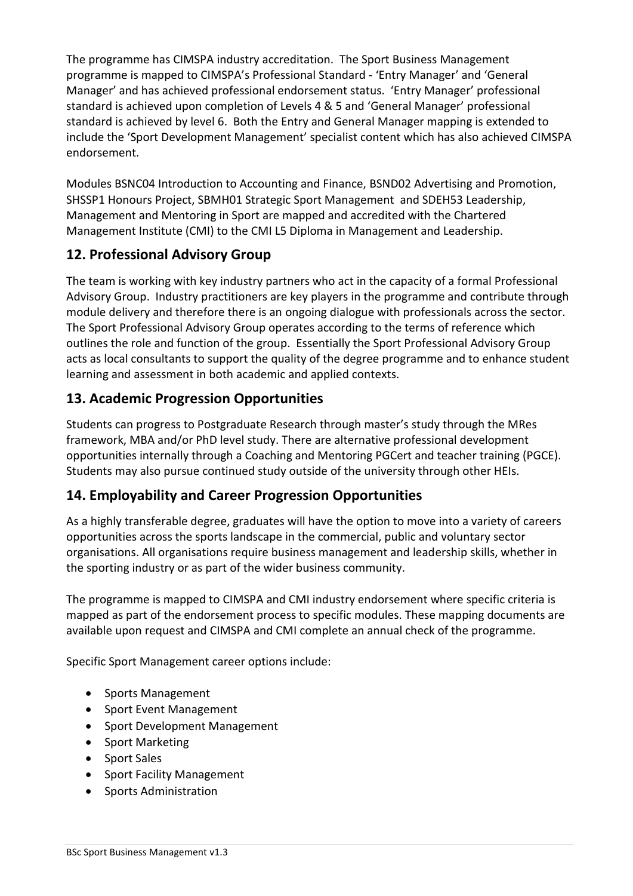The programme has CIMSPA industry accreditation. The Sport Business Management programme is mapped to CIMSPA's Professional Standard - 'Entry Manager' and 'General Manager' and has achieved professional endorsement status. 'Entry Manager' professional standard is achieved upon completion of Levels 4 & 5 and 'General Manager' professional standard is achieved by level 6. Both the Entry and General Manager mapping is extended to include the 'Sport Development Management' specialist content which has also achieved CIMSPA endorsement.

Modules BSNC04 Introduction to Accounting and Finance, BSND02 Advertising and Promotion, SHSSP1 Honours Project, SBMH01 Strategic Sport Management and SDEH53 Leadership, Management and Mentoring in Sport are mapped and accredited with the Chartered Management Institute (CMI) to the CMI L5 Diploma in Management and Leadership.

## 12. Professional Advisory Group

The team is working with key industry partners who act in the capacity of a formal Professional Advisory Group. Industry practitioners are key players in the programme and contribute through module delivery and therefore there is an ongoing dialogue with professionals across the sector. The Sport Professional Advisory Group operates according to the terms of reference which outlines the role and function of the group. Essentially the Sport Professional Advisory Group acts as local consultants to support the quality of the degree programme and to enhance student learning and assessment in both academic and applied contexts.

## 13. Academic Progression Opportunities

Students can progress to Postgraduate Research through master's study through the MRes framework, MBA and/or PhD level study. There are alternative professional development opportunities internally through a Coaching and Mentoring PGCert and teacher training (PGCE). Students may also pursue continued study outside of the university through other HEIs.

## 14. Employability and Career Progression Opportunities

As a highly transferable degree, graduates will have the option to move into a variety of careers opportunities across the sports landscape in the commercial, public and voluntary sector organisations. All organisations require business management and leadership skills, whether in the sporting industry or as part of the wider business community.

The programme is mapped to CIMSPA and CMI industry endorsement where specific criteria is mapped as part of the endorsement process to specific modules. These mapping documents are available upon request and CIMSPA and CMI complete an annual check of the programme.

Specific Sport Management career options include:

- Sports Management
- Sport Event Management
- Sport Development Management
- Sport Marketing
- Sport Sales
- Sport Facility Management
- Sports Administration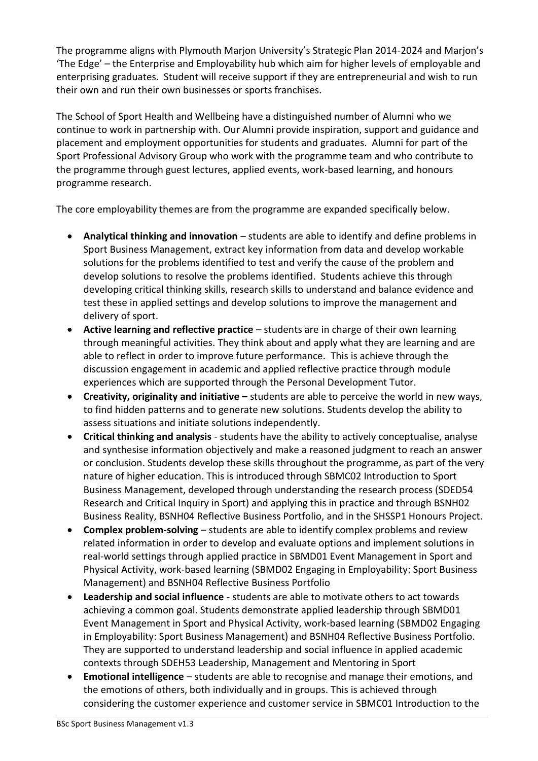The programme aligns with Plymouth Marjon University's Strategic Plan 2014-2024 and Marjon's 'The Edge' – the Enterprise and Employability hub which aim for higher levels of employable and enterprising graduates. Student will receive support if they are entrepreneurial and wish to run their own and run their own businesses or sports franchises.

The School of Sport Health and Wellbeing have a distinguished number of Alumni who we continue to work in partnership with. Our Alumni provide inspiration, support and guidance and placement and employment opportunities for students and graduates. Alumni for part of the Sport Professional Advisory Group who work with the programme team and who contribute to the programme through guest lectures, applied events, work-based learning, and honours programme research.

The core employability themes are from the programme are expanded specifically below.

- **Analytical thinking and innovation** – students are able to identify and define problems in Sport Business Management, extract key information from data and develop workable solutions for the problems identified to test and verify the cause of the problem and develop solutions to resolve the problems identified. Students achieve this through developing critical thinking skills, research skills to understand and balance evidence and test these in applied settings and develop solutions to improve the management and delivery of sport.
- **Active learning and reflective practice** – students are in charge of their own learning through meaningful activities. They think about and apply what they are learning and are able to reflect in order to improve future performance. This is achieve through the discussion engagement in academic and applied reflective practice through module experiences which are supported through the Personal Development Tutor.
- **Creativity, originality and initiative –** students are able to perceive the world in new ways, to find hidden patterns and to generate new solutions. Students develop the ability to assess situations and initiate solutions independently.
- **Critical thinking and analysis** - students have the ability to actively conceptualise, analyse and synthesise information objectively and make a reasoned judgment to reach an answer or conclusion. Students develop these skills throughout the programme, as part of the very nature of higher education. This is introduced through SBMC02 Introduction to Sport Business Management, developed through understanding the research process (SDED54 Research and Critical Inquiry in Sport) and applying this in practice and through BSNH02 Business Reality, BSNH04 Reflective Business Portfolio, and in the SHSSP1 Honours Project.
- **Complex problem-solving** – students are able to identify complex problems and review related information in order to develop and evaluate options and implement solutions in real-world settings through applied practice in SBMD01 Event Management in Sport and Physical Activity, work-based learning (SBMD02 Engaging in Employability: Sport Business Management) and BSNH04 Reflective Business Portfolio
- **Leadership and social influence** - students are able to motivate others to act towards achieving a common goal. Students demonstrate applied leadership through SBMD01 Event Management in Sport and Physical Activity, work-based learning (SBMD02 Engaging in Employability: Sport Business Management) and BSNH04 Reflective Business Portfolio. They are supported to understand leadership and social influence in applied academic contexts through SDEH53 Leadership, Management and Mentoring in Sport
- **Emotional intelligence** – students are able to recognise and manage their emotions, and the emotions of others, both individually and in groups. This is achieved through considering the customer experience and customer service in SBMC01 Introduction to the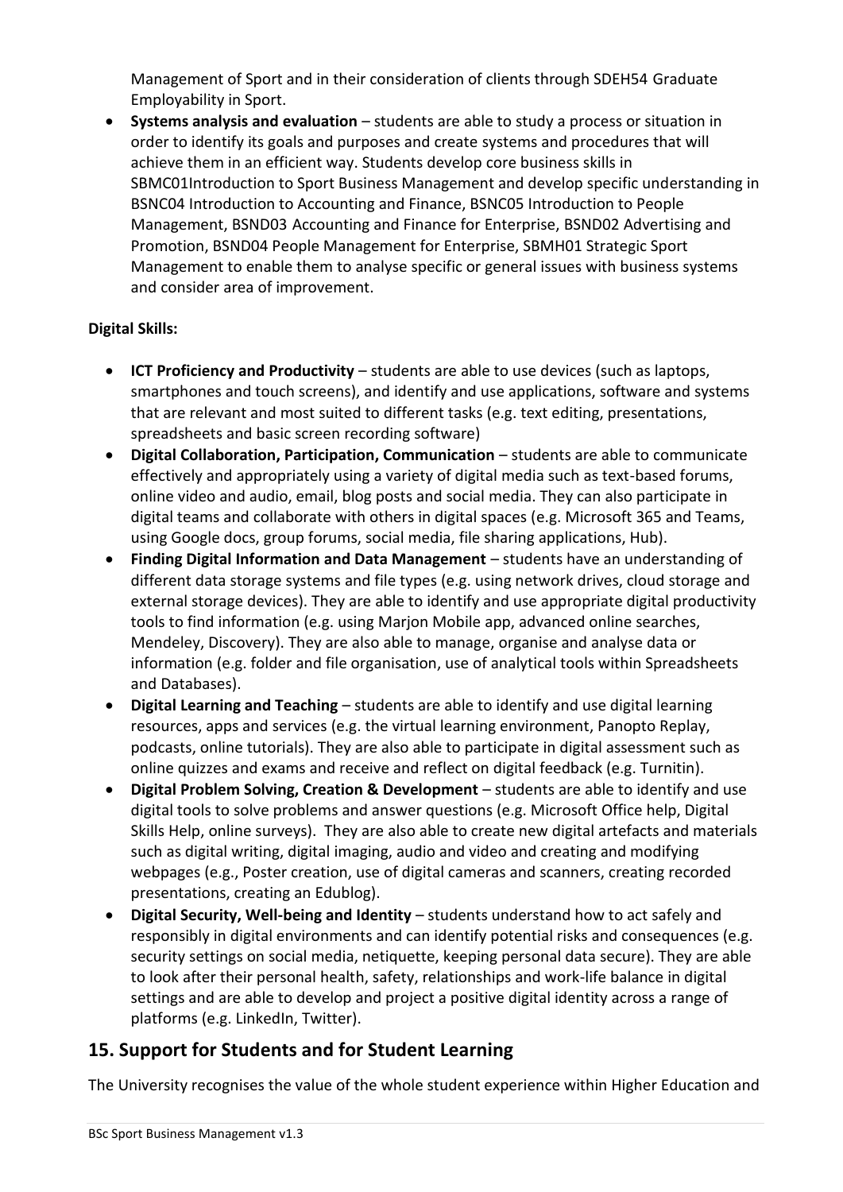Management of Sport and in their consideration of clients through SDEH54 Graduate Employability in Sport.

- **Systems analysis and evaluation** – students are able to study a process or situation in order to identify its goals and purposes and create systems and procedures that will achieve them in an efficient way. Students develop core business skills in SBMC01Introduction to Sport Business Management and develop specific understanding in BSNC04 Introduction to Accounting and Finance, BSNC05 Introduction to People Management, BSND03 Accounting and Finance for Enterprise, BSND02 Advertising and Promotion, BSND04 People Management for Enterprise, SBMH01 Strategic Sport Management to enable them to analyse specific or general issues with business systems and consider area of improvement.

**Digital Skills:**

- **ICT Proficiency and Productivity** – students are able to use devices (such as laptops, smartphones and touch screens), and identify and use applications, software and systems that are relevant and most suited to different tasks (e.g. text editing, presentations, spreadsheets and basic screen recording software)
- **Digital Collaboration, Participation, Communication** – students are able to communicate effectively and appropriately using a variety of digital media such as text-based forums, online video and audio, email, blog posts and social media. They can also participate in digital teams and collaborate with others in digital spaces (e.g. Microsoft 365 and Teams, using Google docs, group forums, social media, file sharing applications, Hub).
- **Finding Digital Information and Data Management** – students have an understanding of different data storage systems and file types (e.g. using network drives, cloud storage and external storage devices). They are able to identify and use appropriate digital productivity tools to find information (e.g. using Marjon Mobile app, advanced online searches, Mendeley, Discovery). They are also able to manage, organise and analyse data or information (e.g. folder and file organisation, use of analytical tools within Spreadsheets and Databases).
- **Digital Learning and Teaching** – students are able to identify and use digital learning resources, apps and services (e.g. the virtual learning environment, Panopto Replay, podcasts, online tutorials). They are also able to participate in digital assessment such as online quizzes and exams and receive and reflect on digital feedback (e.g. Turnitin).
- **Digital Problem Solving, Creation & Development** – students are able to identify and use digital tools to solve problems and answer questions (e.g. Microsoft Office help, Digital Skills Help, online surveys). They are also able to create new digital artefacts and materials such as digital writing, digital imaging, audio and video and creating and modifying webpages (e.g., Poster creation, use of digital cameras and scanners, creating recorded presentations, creating an Edublog).
- **Digital Security, Well-being and Identity** – students understand how to act safely and responsibly in digital environments and can identify potential risks and consequences (e.g. security settings on social media, netiquette, keeping personal data secure). They are able to look after their personal health, safety, relationships and work-life balance in digital settings and are able to develop and project a positive digital identity across a range of platforms (e.g. LinkedIn, Twitter).

## 15. Support for Students and for Student Learning

The University recognises the value of the whole student experience within Higher Education and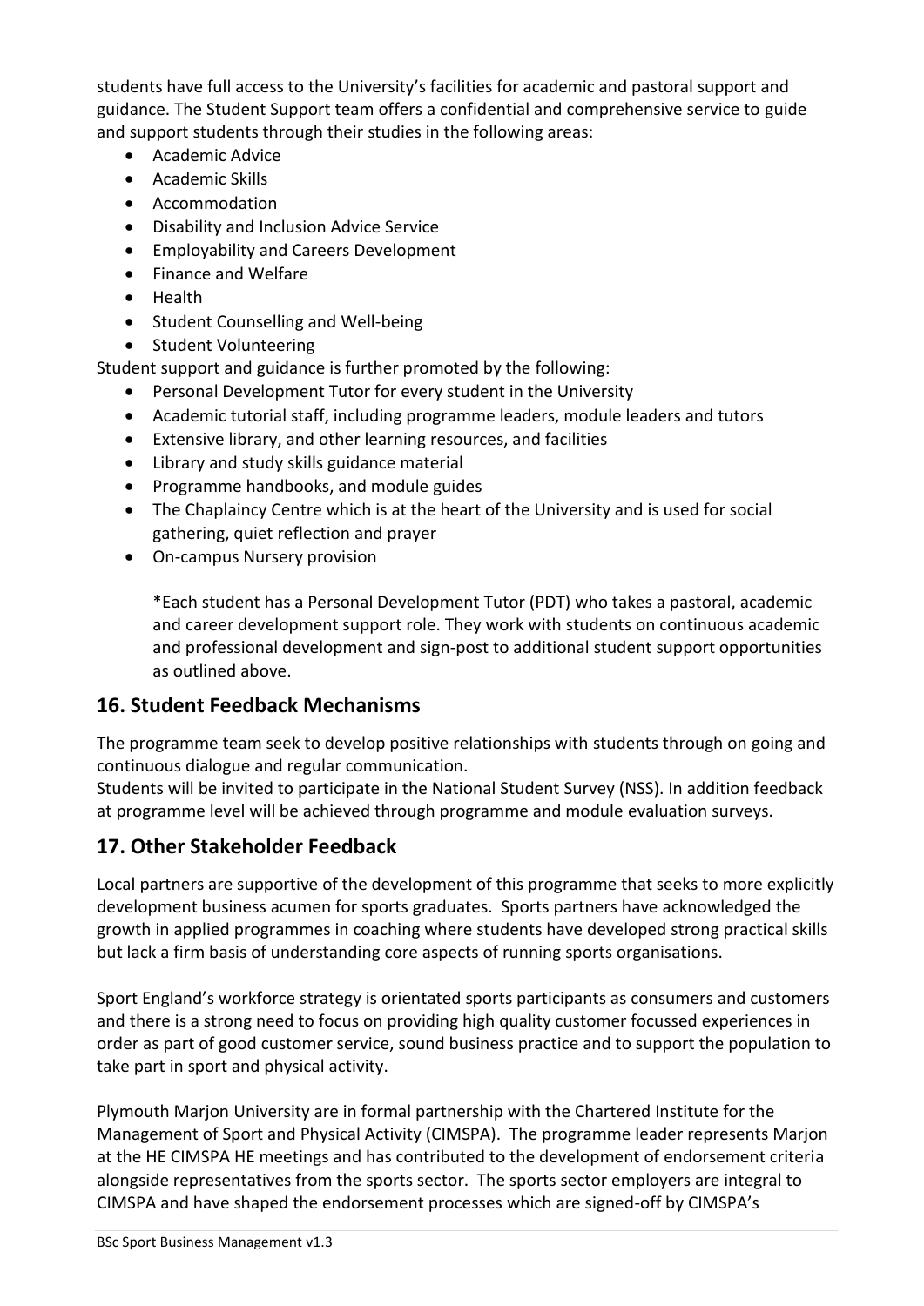students have full access to the University's facilities for academic and pastoral support and guidance. The Student Support team offers a confidential and comprehensive service to guide and support students through their studies in the following areas:

- Academic Advice
- Academic Skills
- Accommodation
- Disability and Inclusion Advice Service
- Employability and Careers Development
- Finance and Welfare
- Health
- Student Counselling and Well-being
- Student Volunteering

Student support and guidance is further promoted by the following:

- Personal Development Tutor for every student in the University
- Academic tutorial staff, including programme leaders, module leaders and tutors
- Extensive library, and other learning resources, and facilities
- Library and study skills guidance material
- Programme handbooks, and module guides
- The Chaplaincy Centre which is at the heart of the University and is used for social gathering, quiet reflection and prayer
- On-campus Nursery provision

  *Each student has a Personal Development Tutor (PDT) who takes a pastoral, academic and career development support role. They work with students on continuous academic and professional development and sign-post to additional student support opportunities as outlined above.

## 16. Student Feedback Mechanisms

The programme team seek to develop positive relationships with students through on going and continuous dialogue and regular communication.
Students will be invited to participate in the National Student Survey (NSS). In addition feedback at programme level will be achieved through programme and module evaluation surveys.

## 17. Other Stakeholder Feedback

Local partners are supportive of the development of this programme that seeks to more explicitly development business acumen for sports graduates. Sports partners have acknowledged the growth in applied programmes in coaching where students have developed strong practical skills but lack a firm basis of understanding core aspects of running sports organisations.

Sport England's workforce strategy is orientated sports participants as consumers and customers and there is a strong need to focus on providing high quality customer focussed experiences in order as part of good customer service, sound business practice and to support the population to take part in sport and physical activity.

Plymouth Marjon University are in formal partnership with the Chartered Institute for the Management of Sport and Physical Activity (CIMSPA). The programme leader represents Marjon at the HE CIMSPA HE meetings and has contributed to the development of endorsement criteria alongside representatives from the sports sector. The sports sector employers are integral to CIMSPA and have shaped the endorsement processes which are signed-off by CIMSPA's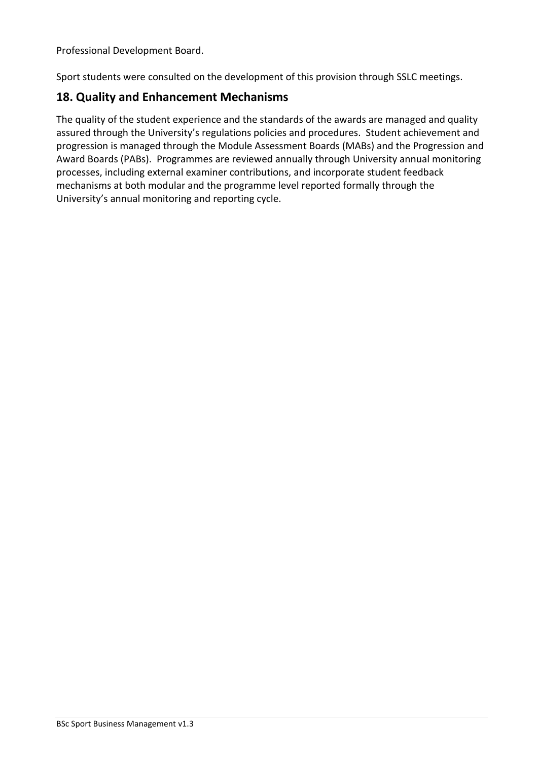Professional Development Board.

Sport students were consulted on the development of this provision through SSLC meetings.

## 18. Quality and Enhancement Mechanisms

The quality of the student experience and the standards of the awards are managed and quality assured through the University's regulations policies and procedures. Student achievement and progression is managed through the Module Assessment Boards (MABs) and the Progression and Award Boards (PABs). Programmes are reviewed annually through University annual monitoring processes, including external examiner contributions, and incorporate student feedback mechanisms at both modular and the programme level reported formally through the University's annual monitoring and reporting cycle.